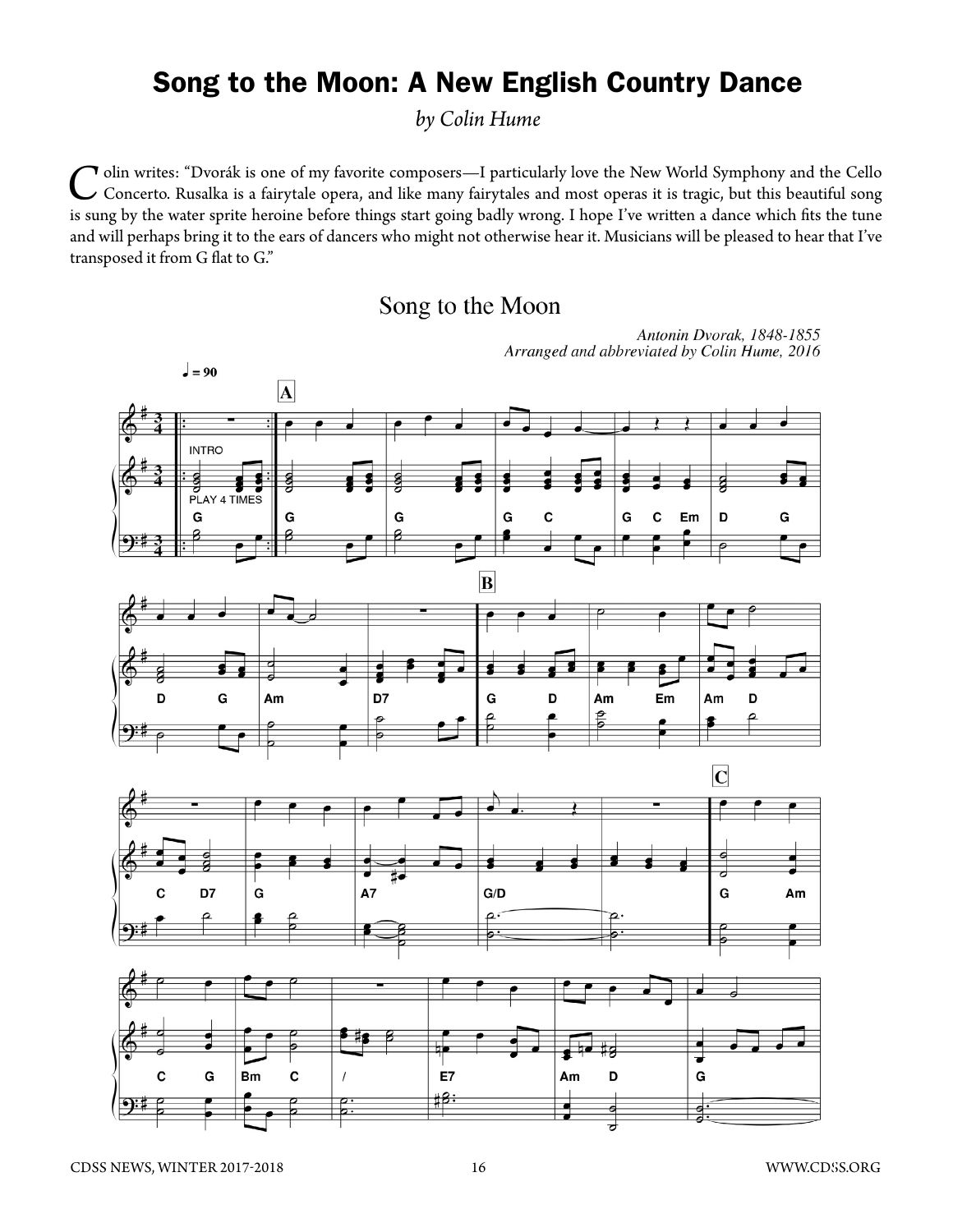# Song to the Moon: A New English Country Dance

*by Colin Hume*

Colin writes: "Dvorák is one of my favorite composers—I particularly love the New World Symphony and the Cello Concerto. Rusalka is a fairytale opera, and like many fairytales and most operas it is tragic, but this beautiful song is sung by the water sprite heroine before things start going badly wrong. I hope I've written a dance which fits the tune and will perhaps bring it to the ears of dancers who might not otherwise hear it. Musicians will be pleased to hear that I've transposed it from G flat to G."

## Song to the Moon

*Antonin Dvorak, 1848-1855*
*Arranged and abbreviated by Colin Hume, 2016*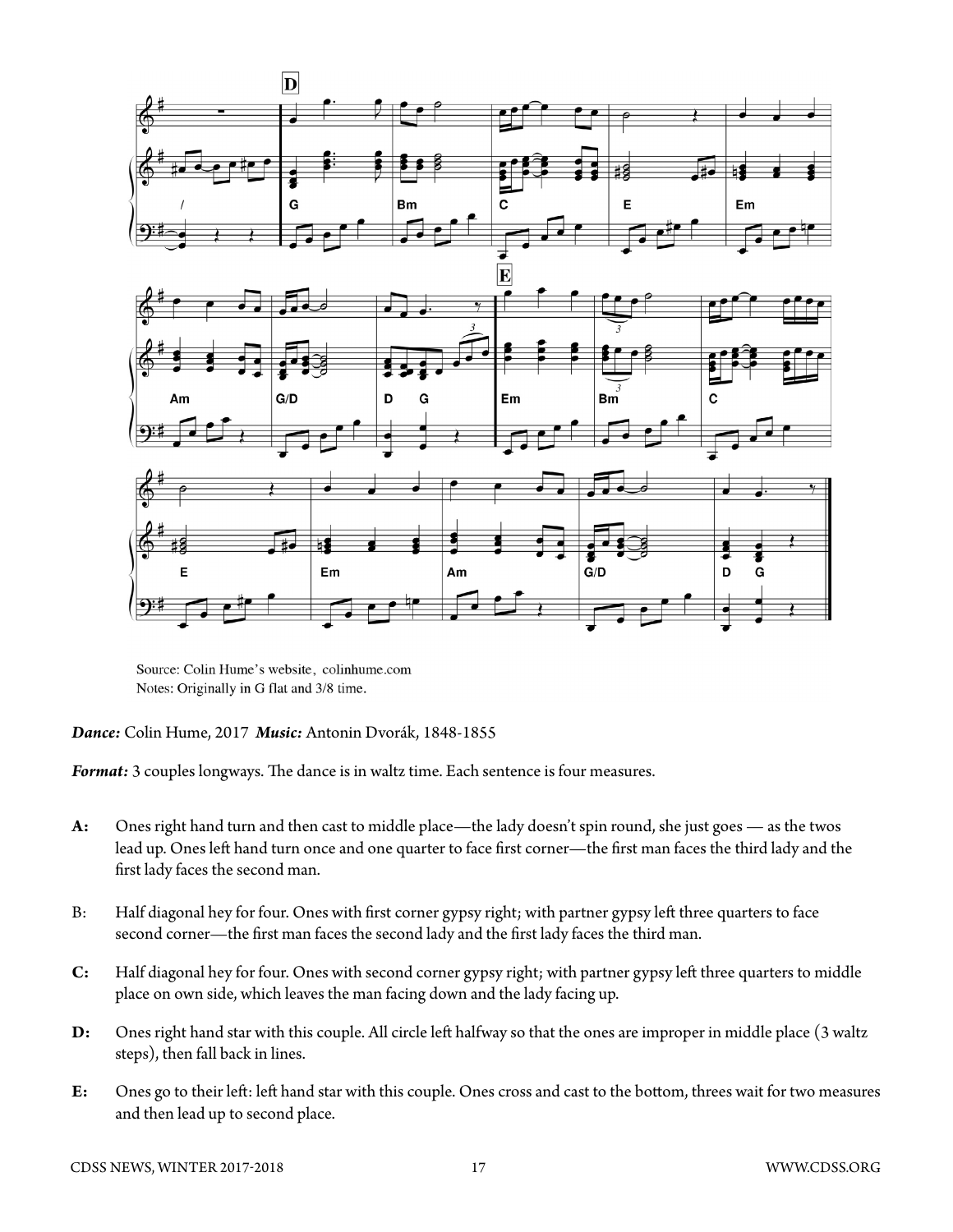Source: Colin Hume's website, colinhume.com
Notes: Originally in G flat and 3/8 time.

***Dance:*** Colin Hume, 2017 ***Music:*** Antonin Dvorák, 1848-1855

***Format:*** 3 couples longways. The dance is in waltz time. Each sentence is four measures.

**A:** Ones right hand turn and then cast to middle place—the lady doesn't spin round, she just goes — as the twos lead up. Ones left hand turn once and one quarter to face first corner—the first man faces the third lady and the first lady faces the second man.

B: Half diagonal hey for four. Ones with first corner gypsy right; with partner gypsy left three quarters to face second corner—the first man faces the second lady and the first lady faces the third man.

**C:** Half diagonal hey for four. Ones with second corner gypsy right; with partner gypsy left three quarters to middle place on own side, which leaves the man facing down and the lady facing up.

**D:** Ones right hand star with this couple. All circle left halfway so that the ones are improper in middle place (3 waltz steps), then fall back in lines.

**E:** Ones go to their left: left hand star with this couple. Ones cross and cast to the bottom, threes wait for two measures and then lead up to second place.